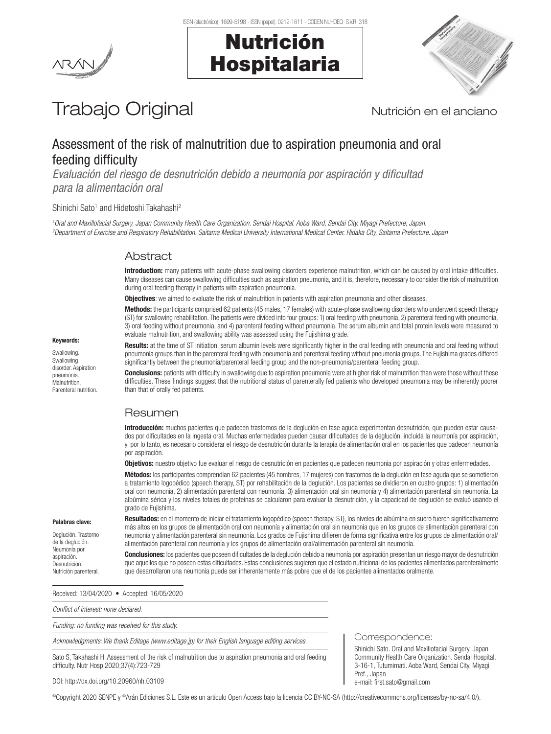Trabajo Original

Nutrición en el anciano

# Assessment of the risk of malnutrition due to aspiration pneumonia and oral feeding difficulty

*Evaluación del riesgo de desnutrición debido a neumonía por aspiración y dificultad para la alimentación oral*

Shinichi Sato[1] and Hidetoshi Takahashi[2]

*[1]Oral and Maxillofacial Surgery. Japan Community Health Care Organization. Sendai Hospital. Aoba Ward, Sendai City. Miyagi Prefecture, Japan.*
*[2]Department of Exercise and Respiratory Rehabilitation. Saitama Medical University International Medical Center. Hidaka City, Saitama Prefecture. Japan*

## Abstract

**Introduction:** many patients with acute-phase swallowing disorders experience malnutrition, which can be caused by oral intake difficulties. Many diseases can cause swallowing difficulties such as aspiration pneumonia, and it is, therefore, necessary to consider the risk of malnutrition during oral feeding therapy in patients with aspiration pneumonia.

**Objectives**: we aimed to evaluate the risk of malnutrition in patients with aspiration pneumonia and other diseases.

**Methods:** the participants comprised 62 patients (45 males, 17 females) with acute-phase swallowing disorders who underwent speech therapy (ST) for swallowing rehabilitation. The patients were divided into four groups: 1) oral feeding with pneumonia, 2) parenteral feeding with pneumonia, 3) oral feeding without pneumonia, and 4) parenteral feeding without pneumonia. The serum albumin and total protein levels were measured to evaluate malnutrition, and swallowing ability was assessed using the Fujishima grade.

**Results:** at the time of ST initiation, serum albumin levels were significantly higher in the oral feeding with pneumonia and oral feeding without pneumonia groups than in the parenteral feeding with pneumonia and parenteral feeding without pneumonia groups. The Fujishima grades differed significantly between the pneumonia/parenteral feeding group and the non-pneumonia/parenteral feeding group.

**Conclusions:** patients with difficulty in swallowing due to aspiration pneumonia were at higher risk of malnutrition than were those without these difficulties. These findings suggest that the nutritional status of parenterally fed patients who developed pneumonia may be inherently poorer than that of orally fed patients.

**Keywords:**

Swallowing. Swallowing disorder. Aspiration pneumonia. Malnutrition. Parenteral nutrition.

## Resumen

**Introducción:** muchos pacientes que padecen trastornos de la deglución en fase aguda experimentan desnutrición, que pueden estar causados por dificultades en la ingesta oral. Muchas enfermedades pueden causar dificultades de la deglución, incluida la neumonía por aspiración, y, por lo tanto, es necesario considerar el riesgo de desnutrición durante la terapia de alimentación oral en los pacientes que padecen neumonía por aspiración.

**Objetivos:** nuestro objetivo fue evaluar el riesgo de desnutrición en pacientes que padecen neumonía por aspiración y otras enfermedades.

**Métodos:** los participantes comprendían 62 pacientes (45 hombres, 17 mujeres) con trastornos de la deglución en fase aguda que se sometieron a tratamiento logopédico (speech therapy, ST) por rehabilitación de la deglución. Los pacientes se dividieron en cuatro grupos: 1) alimentación oral con neumonía, 2) alimentación parenteral con neumonía, 3) alimentación oral sin neumonía y 4) alimentación parenteral sin neumonía. La albúmina sérica y los niveles totales de proteínas se calcularon para evaluar la desnutrición, y la capacidad de deglución se evaluó usando el grado de Fujishima.

**Resultados:** en el momento de iniciar el tratamiento logopédico (speech therapy, ST), los niveles de albúmina en suero fueron significativamente más altos en los grupos de alimentación oral con neumonía y alimentación oral sin neumonía que en los grupos de alimentación parenteral con neumonía y alimentación parenteral sin neumonía. Los grados de Fujishima difieren de forma significativa entre los grupos de alimentación oral/alimentación parenteral con neumonía y los grupos de alimentación oral/alimentación parenteral sin neumonía.

**Conclusiones:** los pacientes que poseen dificultades de la deglución debido a neumonía por aspiración presentan un riesgo mayor de desnutrición que aquellos que no poseen estas dificultades. Estas conclusiones sugieren que el estado nutricional de los pacientes alimentados parenteralmente que desarrollaron una neumonía puede ser inherentemente más pobre que el de los pacientes alimentados oralmente.

**Palabras clave:**

Deglución. Trastorno de la deglución. Neumonía por aspiración. Desnutrición. Nutrición parenteral.

Received: 13/04/2020 • Accepted: 16/05/2020

*Conflict of interest: none declared.*

*Funding: no funding was received for this study.*

*Acknowledgments: We thank Editage (www.editage.jp) for their English language editing services.*

Sato S, Takahashi H. Assessment of the risk of malnutrition due to aspiration pneumonia and oral feeding difficulty. Nutr Hosp 2020;37(4):723-729

DOI: http://dx.doi.org/10.20960/nh.03109

**Correspondence:**

Shinichi Sato. Oral and Maxillofacial Surgery. Japan Community Health Care Organization. Sendai Hospital. 3-16-1, Tutumimati. Aoba Ward, Sendai City, Miyagi Pref., Japan
e-mail: first.sato@gmail.com

©Copyright 2020 SENPE y ©Arán Ediciones S.L. Este es un artículo Open Access bajo la licencia CC BY-NC-SA (http://creativecommons.org/licenses/by-nc-sa/4.0/).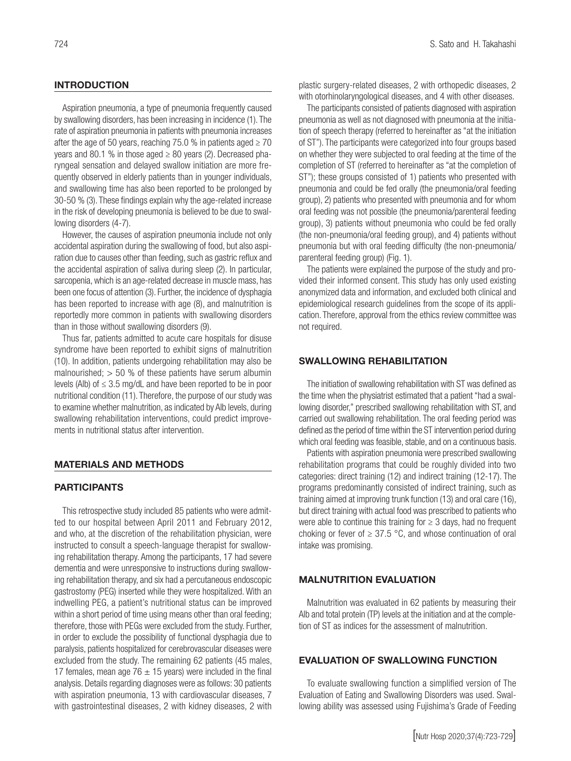## INTRODUCTION

Aspiration pneumonia, a type of pneumonia frequently caused by swallowing disorders, has been increasing in incidence (1). The rate of aspiration pneumonia in patients with pneumonia increases after the age of 50 years, reaching 75.0 % in patients aged ≥ 70 years and 80.1 % in those aged ≥ 80 years (2). Decreased pharyngeal sensation and delayed swallow initiation are more frequently observed in elderly patients than in younger individuals, and swallowing time has also been reported to be prolonged by 30-50 % (3). These findings explain why the age-related increase in the risk of developing pneumonia is believed to be due to swallowing disorders (4-7).

However, the causes of aspiration pneumonia include not only accidental aspiration during the swallowing of food, but also aspiration due to causes other than feeding, such as gastric reflux and the accidental aspiration of saliva during sleep (2). In particular, sarcopenia, which is an age-related decrease in muscle mass, has been one focus of attention (3). Further, the incidence of dysphagia has been reported to increase with age (8), and malnutrition is reportedly more common in patients with swallowing disorders than in those without swallowing disorders (9).

Thus far, patients admitted to acute care hospitals for disuse syndrome have been reported to exhibit signs of malnutrition (10). In addition, patients undergoing rehabilitation may also be malnourished; > 50 % of these patients have serum albumin levels (Alb) of ≤ 3.5 mg/dL and have been reported to be in poor nutritional condition (11). Therefore, the purpose of our study was to examine whether malnutrition, as indicated by Alb levels, during swallowing rehabilitation interventions, could predict improvements in nutritional status after intervention.

## MATERIALS AND METHODS

### PARTICIPANTS

This retrospective study included 85 patients who were admitted to our hospital between April 2011 and February 2012, and who, at the discretion of the rehabilitation physician, were instructed to consult a speech-language therapist for swallowing rehabilitation therapy. Among the participants, 17 had severe dementia and were unresponsive to instructions during swallowing rehabilitation therapy, and six had a percutaneous endoscopic gastrostomy (PEG) inserted while they were hospitalized. With an indwelling PEG, a patient's nutritional status can be improved within a short period of time using means other than oral feeding; therefore, those with PEGs were excluded from the study. Further, in order to exclude the possibility of functional dysphagia due to paralysis, patients hospitalized for cerebrovascular diseases were excluded from the study. The remaining 62 patients (45 males, 17 females, mean age 76 ± 15 years) were included in the final analysis. Details regarding diagnoses were as follows: 30 patients with aspiration pneumonia, 13 with cardiovascular diseases, 7 with gastrointestinal diseases, 2 with kidney diseases, 2 with plastic surgery-related diseases, 2 with orthopedic diseases, 2 with otorhinolaryngological diseases, and 4 with other diseases.

The participants consisted of patients diagnosed with aspiration pneumonia as well as not diagnosed with pneumonia at the initiation of speech therapy (referred to hereinafter as "at the initiation of ST"). The participants were categorized into four groups based on whether they were subjected to oral feeding at the time of the completion of ST (referred to hereinafter as "at the completion of ST"); these groups consisted of 1) patients who presented with pneumonia and could be fed orally (the pneumonia/oral feeding group), 2) patients who presented with pneumonia and for whom oral feeding was not possible (the pneumonia/parenteral feeding group), 3) patients without pneumonia who could be fed orally (the non-pneumonia/oral feeding group), and 4) patients without pneumonia but with oral feeding difficulty (the non-pneumonia/parenteral feeding group) (Fig. 1).

The patients were explained the purpose of the study and provided their informed consent. This study has only used existing anonymized data and information, and excluded both clinical and epidemiological research guidelines from the scope of its application. Therefore, approval from the ethics review committee was not required.

## SWALLOWING REHABILITATION

The initiation of swallowing rehabilitation with ST was defined as the time when the physiatrist estimated that a patient "had a swallowing disorder," prescribed swallowing rehabilitation with ST, and carried out swallowing rehabilitation. The oral feeding period was defined as the period of time within the ST intervention period during which oral feeding was feasible, stable, and on a continuous basis.

Patients with aspiration pneumonia were prescribed swallowing rehabilitation programs that could be roughly divided into two categories: direct training (12) and indirect training (12-17). The programs predominantly consisted of indirect training, such as training aimed at improving trunk function (13) and oral care (16), but direct training with actual food was prescribed to patients who were able to continue this training for ≥ 3 days, had no frequent choking or fever of ≥ 37.5 °C, and whose continuation of oral intake was promising.

## MALNUTRITION EVALUATION

Malnutrition was evaluated in 62 patients by measuring their Alb and total protein (TP) levels at the initiation and at the completion of ST as indices for the assessment of malnutrition.

## EVALUATION OF SWALLOWING FUNCTION

To evaluate swallowing function a simplified version of The Evaluation of Eating and Swallowing Disorders was used. Swallowing ability was assessed using Fujishima's Grade of Feeding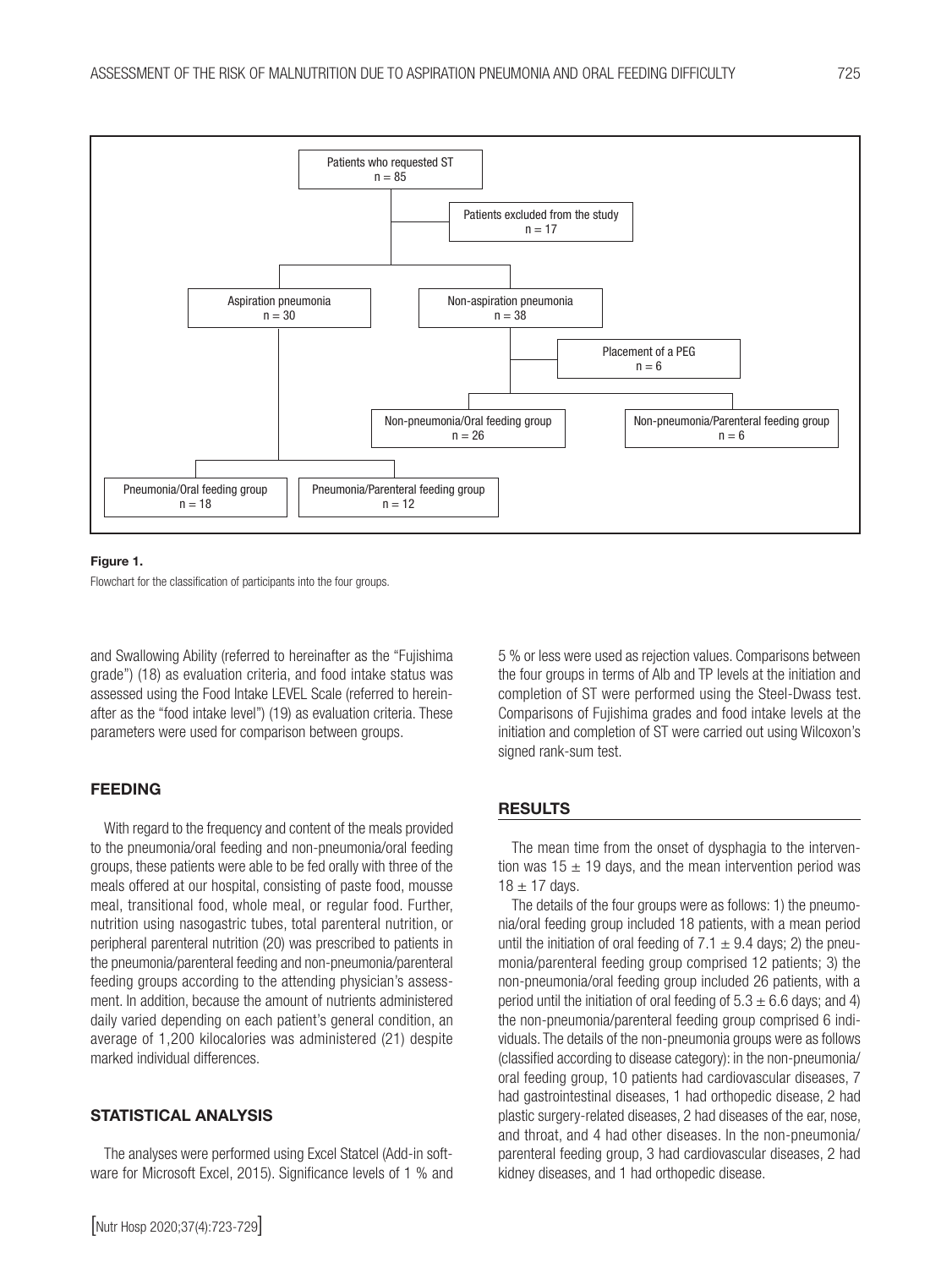Patients who requested ST
n = 85

Patients excluded from the study
n = 17

Aspiration pneumonia
n = 30

Non-aspiration pneumonia
n = 38

Placement of a PEG
n = 6

Non-pneumonia/Oral feeding group
n = 26

Non-pneumonia/Parenteral feeding group
n = 6

Pneumonia/Oral feeding group
n = 18

Pneumonia/Parenteral feeding group
n = 12

**Figure 1.**

Flowchart for the classification of participants into the four groups.

and Swallowing Ability (referred to hereinafter as the "Fujishima grade") (18) as evaluation criteria, and food intake status was assessed using the Food Intake LEVEL Scale (referred to hereinafter as the "food intake level") (19) as evaluation criteria. These parameters were used for comparison between groups.

## FEEDING

With regard to the frequency and content of the meals provided to the pneumonia/oral feeding and non-pneumonia/oral feeding groups, these patients were able to be fed orally with three of the meals offered at our hospital, consisting of paste food, mousse meal, transitional food, whole meal, or regular food. Further, nutrition using nasogastric tubes, total parenteral nutrition, or peripheral parenteral nutrition (20) was prescribed to patients in the pneumonia/parenteral feeding and non-pneumonia/parenteral feeding groups according to the attending physician's assessment. In addition, because the amount of nutrients administered daily varied depending on each patient's general condition, an average of 1,200 kilocalories was administered (21) despite marked individual differences.

## STATISTICAL ANALYSIS

The analyses were performed using Excel Statcel (Add-in software for Microsoft Excel, 2015). Significance levels of 1 % and 5 % or less were used as rejection values. Comparisons between the four groups in terms of Alb and TP levels at the initiation and completion of ST were performed using the Steel-Dwass test. Comparisons of Fujishima grades and food intake levels at the initiation and completion of ST were carried out using Wilcoxon's signed rank-sum test.

## RESULTS

The mean time from the onset of dysphagia to the intervention was $15 \pm 19$ days, and the mean intervention period was $18 \pm 17$ days.

The details of the four groups were as follows: 1) the pneumonia/oral feeding group included 18 patients, with a mean period until the initiation of oral feeding of $7.1 \pm 9.4$ days; 2) the pneumonia/parenteral feeding group comprised 12 patients; 3) the non-pneumonia/oral feeding group included 26 patients, with a period until the initiation of oral feeding of $5.3 \pm 6.6$ days; and 4) the non-pneumonia/parenteral feeding group comprised 6 individuals. The details of the non-pneumonia groups were as follows (classified according to disease category): in the non-pneumonia/oral feeding group, 10 patients had cardiovascular diseases, 7 had gastrointestinal diseases, 1 had orthopedic disease, 2 had plastic surgery-related diseases, 2 had diseases of the ear, nose, and throat, and 4 had other diseases. In the non-pneumonia/parenteral feeding group, 3 had cardiovascular diseases, 2 had kidney diseases, and 1 had orthopedic disease.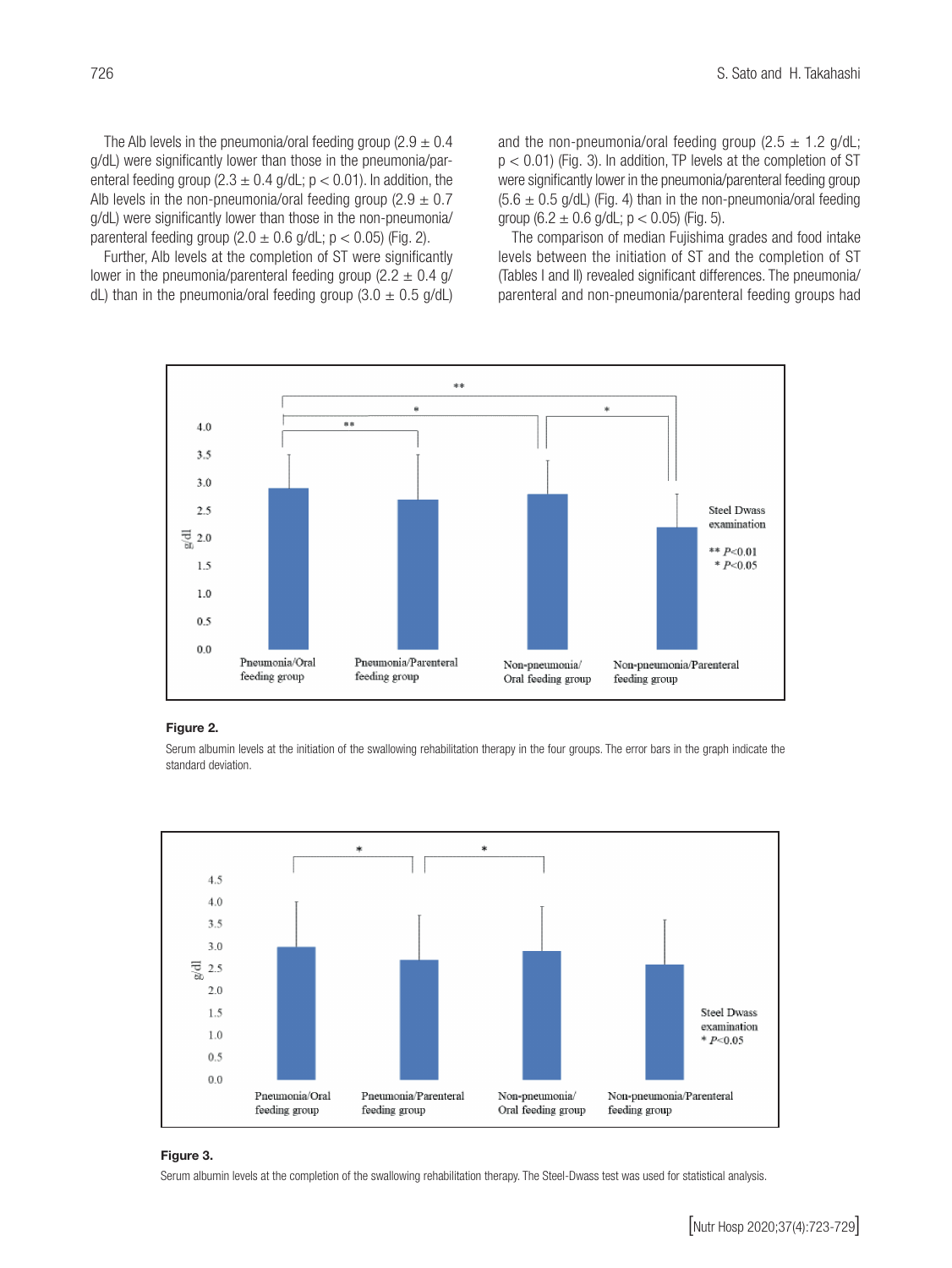The Alb levels in the pneumonia/oral feeding group (2.9 ± 0.4 g/dL) were significantly lower than those in the pneumonia/parenteral feeding group (2.3 ± 0.4 g/dL; $p < 0.01$). In addition, the Alb levels in the non-pneumonia/oral feeding group (2.9 ± 0.7 g/dL) were significantly lower than those in the non-pneumonia/parenteral feeding group (2.0 ± 0.6 g/dL; $p < 0.05$) (Fig. 2).

Further, Alb levels at the completion of ST were significantly lower in the pneumonia/parenteral feeding group (2.2 ± 0.4 g/dL) than in the pneumonia/oral feeding group (3.0 ± 0.5 g/dL) and the non-pneumonia/oral feeding group (2.5 ± 1.2 g/dL; $p < 0.01$) (Fig. 3). In addition, TP levels at the completion of ST were significantly lower in the pneumonia/parenteral feeding group (5.6 ± 0.5 g/dL) (Fig. 4) than in the non-pneumonia/oral feeding group (6.2 ± 0.6 g/dL; $p < 0.05$) (Fig. 5).

The comparison of median Fujishima grades and food intake levels between the initiation of ST and the completion of ST (Tables I and II) revealed significant differences. The pneumonia/parenteral and non-pneumonia/parenteral feeding groups had

**Figure 2.**

Serum albumin levels at the initiation of the swallowing rehabilitation therapy in the four groups. The error bars in the graph indicate the standard deviation.

**Figure 3.**

Serum albumin levels at the completion of the swallowing rehabilitation therapy. The Steel-Dwass test was used for statistical analysis.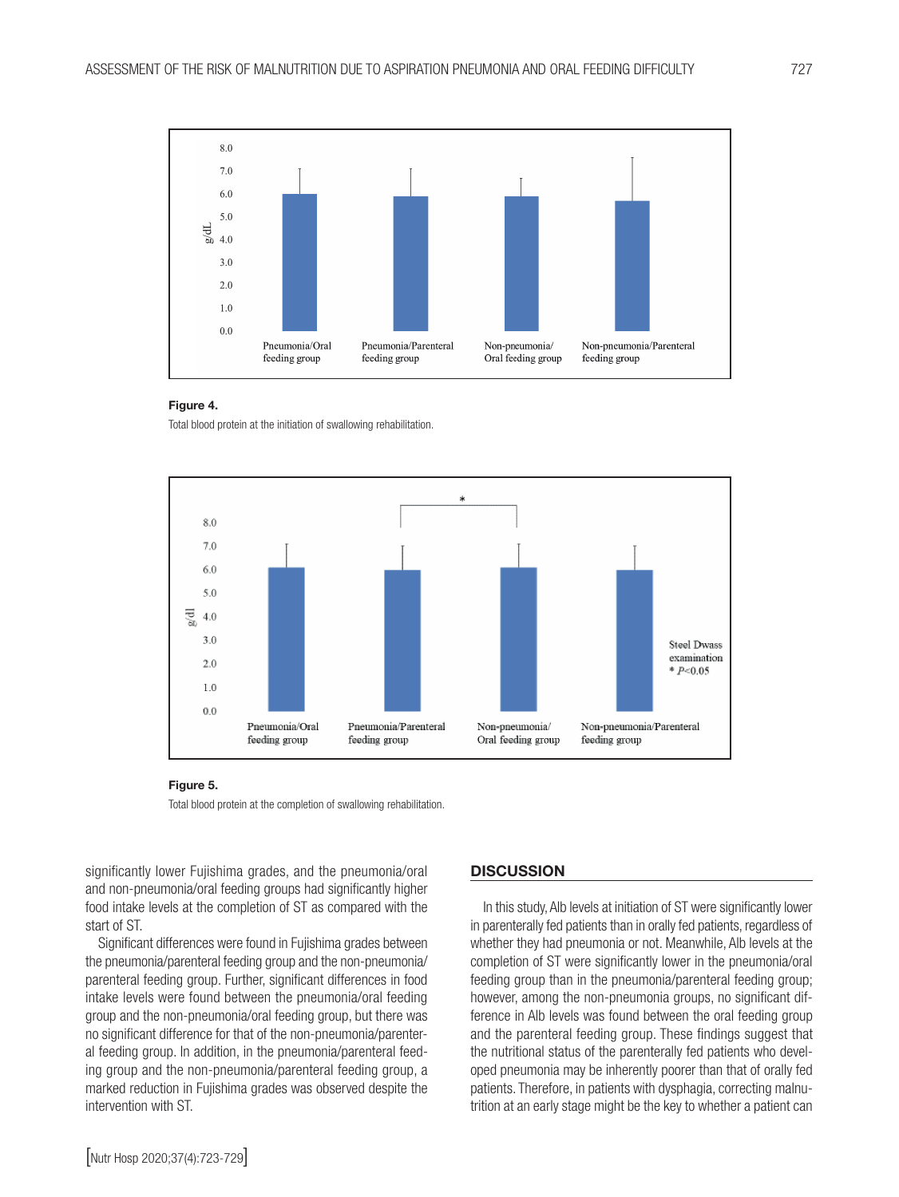**Figure 4.**

Total blood protein at the initiation of swallowing rehabilitation.

**Figure 5.**

Total blood protein at the completion of swallowing rehabilitation.

significantly lower Fujishima grades, and the pneumonia/oral and non-pneumonia/oral feeding groups had significantly higher food intake levels at the completion of ST as compared with the start of ST.

Significant differences were found in Fujishima grades between the pneumonia/parenteral feeding group and the non-pneumonia/parenteral feeding group. Further, significant differences in food intake levels were found between the pneumonia/oral feeding group and the non-pneumonia/oral feeding group, but there was no significant difference for that of the non-pneumonia/parenteral feeding group. In addition, in the pneumonia/parenteral feeding group and the non-pneumonia/parenteral feeding group, a marked reduction in Fujishima grades was observed despite the intervention with ST.

## DISCUSSION

In this study, Alb levels at initiation of ST were significantly lower in parenterally fed patients than in orally fed patients, regardless of whether they had pneumonia or not. Meanwhile, Alb levels at the completion of ST were significantly lower in the pneumonia/oral feeding group than in the pneumonia/parenteral feeding group; however, among the non-pneumonia groups, no significant difference in Alb levels was found between the oral feeding group and the parenteral feeding group. These findings suggest that the nutritional status of the parenterally fed patients who developed pneumonia may be inherently poorer than that of orally fed patients. Therefore, in patients with dysphagia, correcting malnutrition at an early stage might be the key to whether a patient can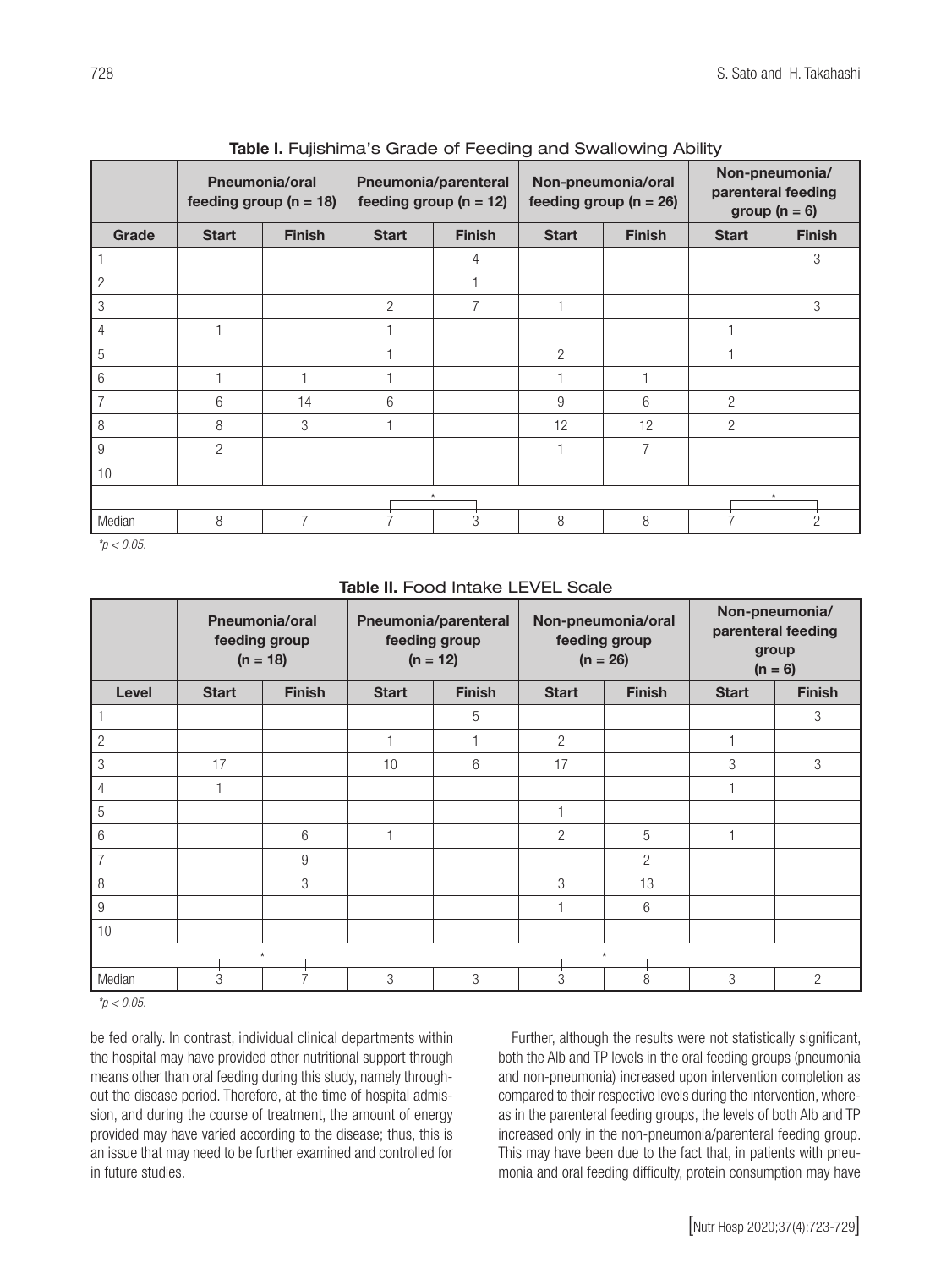**Table I.** Fujishima's Grade of Feeding and Swallowing Ability

| | Pneumonia/oral feeding group (n = 18) | | Pneumonia/parenteral feeding group (n = 12) | | Non-pneumonia/oral feeding group (n = 26) | | Non-pneumonia/parenteral feeding group (n = 6) | |
|---|---|---|---|---|---|---|---|---|
| **Grade** | **Start** | **Finish** | **Start** | **Finish** | **Start** | **Finish** | **Start** | **Finish** |
| 1 | | | | 4 | | | | 3 |
| 2 | | | | 1 | | | | |
| 3 | | | 2 | 7 | 1 | | | 3 |
| 4 | 1 | | 1 | | | | 1 | |
| 5 | | | 1 | | 2 | | 1 | |
| 6 | 1 | 1 | 1 | | 1 | 1 | | |
| 7 | 6 | 14 | 6 | | 9 | 6 | 2 | |
| 8 | 8 | 3 | 1 | | 12 | 12 | 2 | |
| 9 | 2 | | | | 1 | 7 | | |
| 10 | | | | | | | | |
| | | | * | | | | * | |
| Median | 8 | 7 | 7 | 3 | 8 | 8 | 7 | 2 |

$^*p < 0.05$.

**Table II.** Food Intake LEVEL Scale

| | Pneumonia/oral feeding group (n = 18) | | Pneumonia/parenteral feeding group (n = 12) | | Non-pneumonia/oral feeding group (n = 26) | | Non-pneumonia/parenteral feeding group (n = 6) | |
|---|---|---|---|---|---|---|---|---|
| **Level** | **Start** | **Finish** | **Start** | **Finish** | **Start** | **Finish** | **Start** | **Finish** |
| 1 | | | | 5 | | | | 3 |
| 2 | | | 1 | 1 | 2 | | 1 | |
| 3 | 17 | | 10 | 6 | 17 | | 3 | 3 |
| 4 | 1 | | | | | | 1 | |
| 5 | | | | | 1 | | | |
| 6 | | 6 | 1 | | 2 | 5 | 1 | |
| 7 | | 9 | | | | 2 | | |
| 8 | | 3 | | | 3 | 13 | | |
| 9 | | | | | 1 | 6 | | |
| 10 | | | | | | | | |
| | * | | | | * | | | |
| Median | 3 | 7 | 3 | 3 | 3 | 8 | 3 | 2 |

$^*p < 0.05$.

be fed orally. In contrast, individual clinical departments within the hospital may have provided other nutritional support through means other than oral feeding during this study, namely throughout the disease period. Therefore, at the time of hospital admission, and during the course of treatment, the amount of energy provided may have varied according to the disease; thus, this is an issue that may need to be further examined and controlled for in future studies.

Further, although the results were not statistically significant, both the Alb and TP levels in the oral feeding groups (pneumonia and non-pneumonia) increased upon intervention completion as compared to their respective levels during the intervention, whereas in the parenteral feeding groups, the levels of both Alb and TP increased only in the non-pneumonia/parenteral feeding group. This may have been due to the fact that, in patients with pneumonia and oral feeding difficulty, protein consumption may have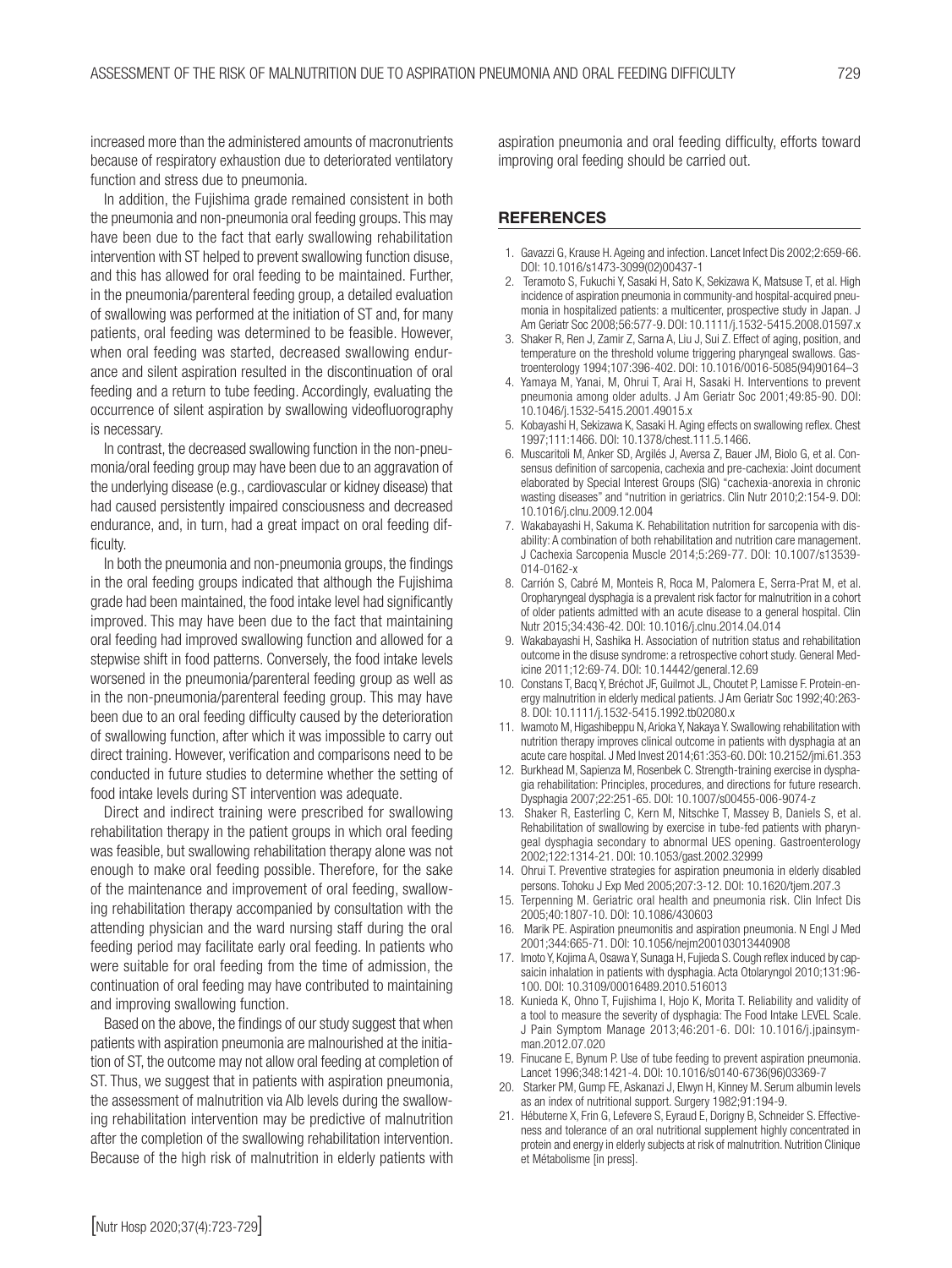increased more than the administered amounts of macronutrients because of respiratory exhaustion due to deteriorated ventilatory function and stress due to pneumonia.

In addition, the Fujishima grade remained consistent in both the pneumonia and non-pneumonia oral feeding groups. This may have been due to the fact that early swallowing rehabilitation intervention with ST helped to prevent swallowing function disuse, and this has allowed for oral feeding to be maintained. Further, in the pneumonia/parenteral feeding group, a detailed evaluation of swallowing was performed at the initiation of ST and, for many patients, oral feeding was determined to be feasible. However, when oral feeding was started, decreased swallowing endurance and silent aspiration resulted in the discontinuation of oral feeding and a return to tube feeding. Accordingly, evaluating the occurrence of silent aspiration by swallowing videofluorography is necessary.

In contrast, the decreased swallowing function in the non-pneumonia/oral feeding group may have been due to an aggravation of the underlying disease (e.g., cardiovascular or kidney disease) that had caused persistently impaired consciousness and decreased endurance, and, in turn, had a great impact on oral feeding difficulty.

In both the pneumonia and non-pneumonia groups, the findings in the oral feeding groups indicated that although the Fujishima grade had been maintained, the food intake level had significantly improved. This may have been due to the fact that maintaining oral feeding had improved swallowing function and allowed for a stepwise shift in food patterns. Conversely, the food intake levels worsened in the pneumonia/parenteral feeding group as well as in the non-pneumonia/parenteral feeding group. This may have been due to an oral feeding difficulty caused by the deterioration of swallowing function, after which it was impossible to carry out direct training. However, verification and comparisons need to be conducted in future studies to determine whether the setting of food intake levels during ST intervention was adequate.

Direct and indirect training were prescribed for swallowing rehabilitation therapy in the patient groups in which oral feeding was feasible, but swallowing rehabilitation therapy alone was not enough to make oral feeding possible. Therefore, for the sake of the maintenance and improvement of oral feeding, swallowing rehabilitation therapy accompanied by consultation with the attending physician and the ward nursing staff during the oral feeding period may facilitate early oral feeding. In patients who were suitable for oral feeding from the time of admission, the continuation of oral feeding may have contributed to maintaining and improving swallowing function.

Based on the above, the findings of our study suggest that when patients with aspiration pneumonia are malnourished at the initiation of ST, the outcome may not allow oral feeding at completion of ST. Thus, we suggest that in patients with aspiration pneumonia, the assessment of malnutrition via Alb levels during the swallowing rehabilitation intervention may be predictive of malnutrition after the completion of the swallowing rehabilitation intervention. Because of the high risk of malnutrition in elderly patients with aspiration pneumonia and oral feeding difficulty, efforts toward improving oral feeding should be carried out.

## REFERENCES

1. Gavazzi G, Krause H. Ageing and infection. Lancet Infect Dis 2002;2:659-66. DOI: 10.1016/s1473-3099(02)00437-1
2. Teramoto S, Fukuchi Y, Sasaki H, Sato K, Sekizawa K, Matsuse T, et al. High incidence of aspiration pneumonia in community-and hospital-acquired pneumonia in hospitalized patients: a multicenter, prospective study in Japan. J Am Geriatr Soc 2008;56:577-9. DOI: 10.1111/j.1532-5415.2008.01597.x
3. Shaker R, Ren J, Zamir Z, Sarna A, Liu J, Sui Z. Effect of aging, position, and temperature on the threshold volume triggering pharyngeal swallows. Gastroenterology 1994;107:396-402. DOI: 10.1016/0016-5085(94)90164–3
4. Yamaya M, Yanai, M, Ohrui T, Arai H, Sasaki H. Interventions to prevent pneumonia among older adults. J Am Geriatr Soc 2001;49:85-90. DOI: 10.1046/j.1532-5415.2001.49015.x
5. Kobayashi H, Sekizawa K, Sasaki H. Aging effects on swallowing reflex. Chest 1997;111:1466. DOI: 10.1378/chest.111.5.1466.
6. Muscaritoli M, Anker SD, Argilés J, Aversa Z, Bauer JM, Biolo G, et al. Consensus definition of sarcopenia, cachexia and pre-cachexia: Joint document elaborated by Special Interest Groups (SIG) "cachexia-anorexia in chronic wasting diseases" and "nutrition in geriatrics. Clin Nutr 2010;2:154-9. DOI: 10.1016/j.clnu.2009.12.004
7. Wakabayashi H, Sakuma K. Rehabilitation nutrition for sarcopenia with disability: A combination of both rehabilitation and nutrition care management. J Cachexia Sarcopenia Muscle 2014;5:269-77. DOI: 10.1007/s13539-014-0162-x
8. Carrión S, Cabré M, Monteis R, Roca M, Palomera E, Serra-Prat M, et al. Oropharyngeal dysphagia is a prevalent risk factor for malnutrition in a cohort of older patients admitted with an acute disease to a general hospital. Clin Nutr 2015;34:436-42. DOI: 10.1016/j.clnu.2014.04.014
9. Wakabayashi H, Sashika H. Association of nutrition status and rehabilitation outcome in the disuse syndrome: a retrospective cohort study. General Medicine 2011;12:69-74. DOI: 10.14442/general.12.69
10. Constans T, Bacq Y, Bréchot JF, Guilmot JL, Choutet P, Lamisse F. Protein-energy malnutrition in elderly medical patients. J Am Geriatr Soc 1992;40:263-8. DOI: 10.1111/j.1532-5415.1992.tb02080.x
11. Iwamoto M, Higashibeppu N, Arioka Y, Nakaya Y. Swallowing rehabilitation with nutrition therapy improves clinical outcome in patients with dysphagia at an acute care hospital. J Med Invest 2014;61:353-60. DOI: 10.2152/jmi.61.353
12. Burkhead M, Sapienza M, Rosenbek C. Strength-training exercise in dysphagia rehabilitation: Principles, procedures, and directions for future research. Dysphagia 2007;22:251-65. DOI: 10.1007/s00455-006-9074-z
13. Shaker R, Easterling C, Kern M, Nitschke T, Massey B, Daniels S, et al. Rehabilitation of swallowing by exercise in tube-fed patients with pharyngeal dysphagia secondary to abnormal UES opening. Gastroenterology 2002;122:1314-21. DOI: 10.1053/gast.2002.32999
14. Ohrui T. Preventive strategies for aspiration pneumonia in elderly disabled persons. Tohoku J Exp Med 2005;207:3-12. DOI: 10.1620/tjem.207.3
15. Terpenning M. Geriatric oral health and pneumonia risk. Clin Infect Dis 2005;40:1807-10. DOI: 10.1086/430603
16. Marik PE. Aspiration pneumonitis and aspiration pneumonia. N Engl J Med 2001;344:665-71. DOI: 10.1056/nejm200103013440908
17. Imoto Y, Kojima A, Osawa Y, Sunaga H, Fujieda S. Cough reflex induced by capsaicin inhalation in patients with dysphagia. Acta Otolaryngol 2010;131:96-100. DOI: 10.3109/00016489.2010.516013
18. Kunieda K, Ohno T, Fujishima I, Hojo K, Morita T. Reliability and validity of a tool to measure the severity of dysphagia: The Food Intake LEVEL Scale. J Pain Symptom Manage 2013;46:201-6. DOI: 10.1016/j.jpainsymman.2012.07.020
19. Finucane E, Bynum P. Use of tube feeding to prevent aspiration pneumonia. Lancet 1996;348:1421-4. DOI: 10.1016/s0140-6736(96)03369-7
20. Starker PM, Gump FE, Askanazi J, Elwyn H, Kinney M. Serum albumin levels as an index of nutritional support. Surgery 1982;91:194-9.
21. Hébuterne X, Frin G, Lefevere S, Eyraud E, Dorigny B, Schneider S. Effectiveness and tolerance of an oral nutritional supplement highly concentrated in protein and energy in elderly subjects at risk of malnutrition. Nutrition Clinique et Métabolisme [in press].